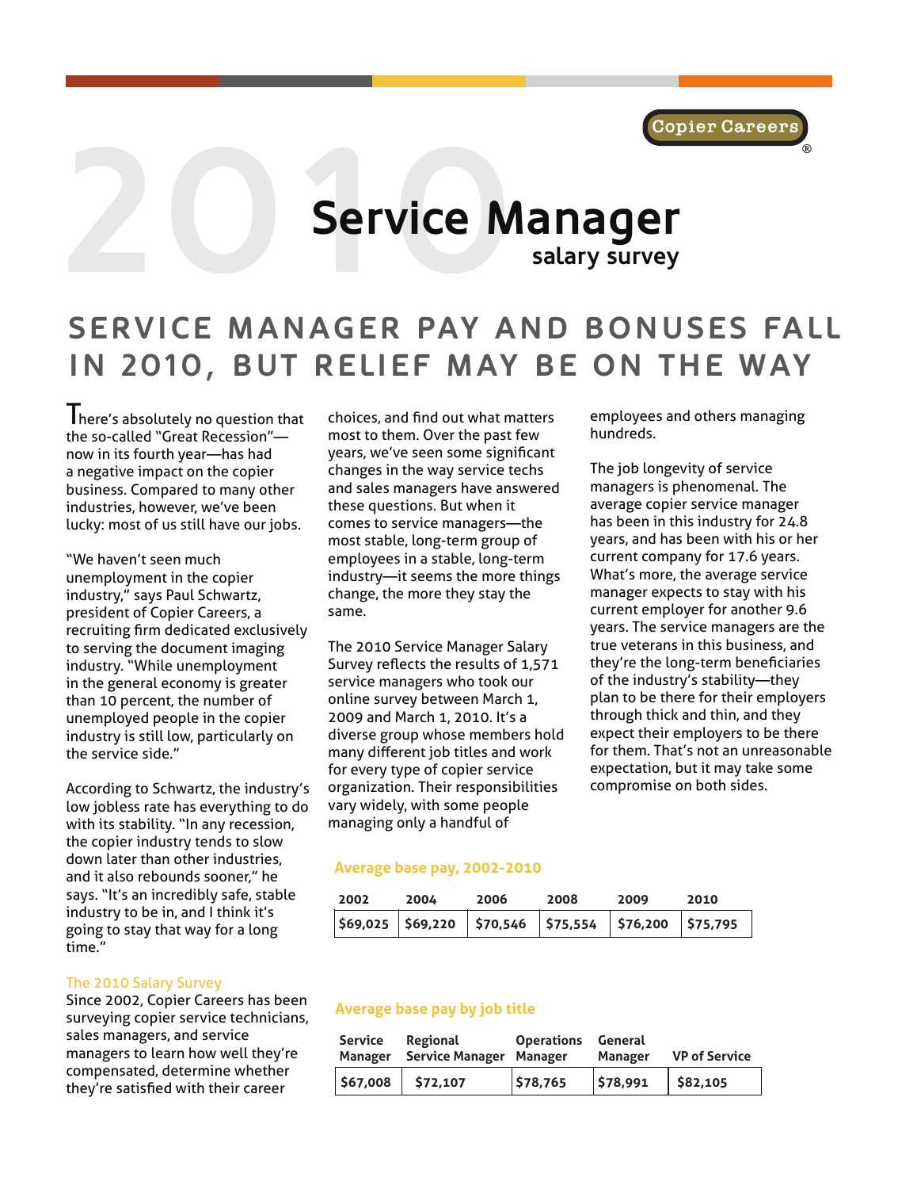Copier Careers®

# 2010 Service Manager salary survey

## SERVICE MANAGER PAY AND BONUSES FALL IN 2010, BUT RELIEF MAY BE ON THE WAY

There's absolutely no question that the so-called "Great Recession"—now in its fourth year—has had a negative impact on the copier business. Compared to many other industries, however, we've been lucky: most of us still have our jobs.

"We haven't seen much unemployment in the copier industry," says Paul Schwartz, president of Copier Careers, a recruiting firm dedicated exclusively to serving the document imaging industry. "While unemployment in the general economy is greater than 10 percent, the number of unemployed people in the copier industry is still low, particularly on the service side."

According to Schwartz, the industry's low jobless rate has everything to do with its stability. "In any recession, the copier industry tends to slow down later than other industries, and it also rebounds sooner," he says. "It's an incredibly safe, stable industry to be in, and I think it's going to stay that way for a long time."

### The 2010 Salary Survey

Since 2002, Copier Careers has been surveying copier service technicians, sales managers, and service managers to learn how well they're compensated, determine whether they're satisfied with their career choices, and find out what matters most to them. Over the past few years, we've seen some significant changes in the way service techs and sales managers have answered these questions. But when it comes to service managers—the most stable, long-term group of employees in a stable, long-term industry—it seems the more things change, the more they stay the same.

The 2010 Service Manager Salary Survey reflects the results of 1,571 service managers who took our online survey between March 1, 2009 and March 1, 2010. It's a diverse group whose members hold many different job titles and work for every type of copier service organization. Their responsibilities vary widely, with some people managing only a handful of employees and others managing hundreds.

The job longevity of service managers is phenomenal. The average copier service manager has been in this industry for 24.8 years, and has been with his or her current company for 17.6 years. What's more, the average service manager expects to stay with his current employer for another 9.6 years. The service managers are the true veterans in this business, and they're the long-term beneficiaries of the industry's stability—they plan to be there for their employers through thick and thin, and they expect their employers to be there for them. That's not an unreasonable expectation, but it may take some compromise on both sides.

**Average base pay, 2002-2010**

| 2002 | 2004 | 2006 | 2008 | 2009 | 2010 |
|---|---|---|---|---|---|
| $69,025 | $69,220 | $70,546 | $75,554 | $76,200 | $75,795 |

**Average base pay by job title**

| Service Manager | Regional Service Manager | Operations Manager | General Manager | VP of Service |
|---|---|---|---|---|
| $67,008 | $72,107 | $78,765 | $78,991 | $82,105 |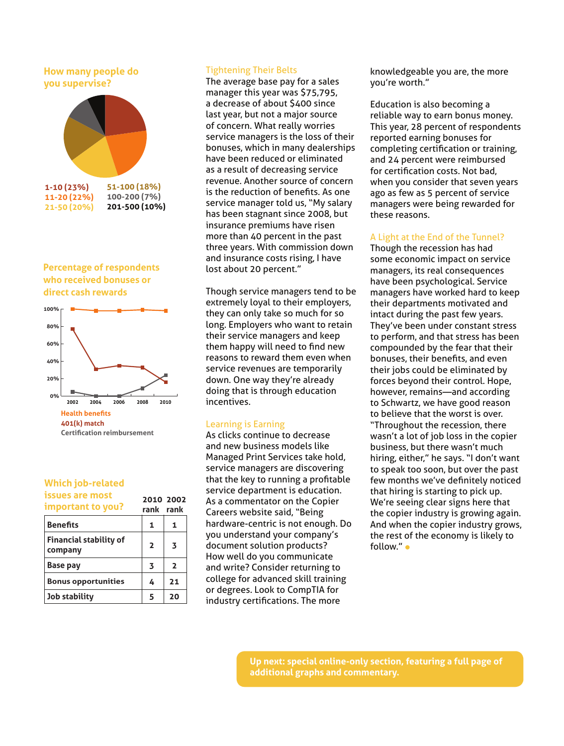### How many people do you supervise?

1-10 (23%)
11-20 (22%)
21-50 (20%)
51-100 (18%)
100-200 (7%)
201-500 (10%)

### Percentage of respondents who received bonuses or direct cash rewards

100%
80%
60%
40%
20%
0%
2002 2004 2006 2008 2010

Health benefits
401(k) match
Certification reimbursement

### Which job-related issues are most important to you?

| | 2010 rank | 2002 rank |
|---|---|---|
| Benefits | 1 | 1 |
| Financial stability of company | 2 | 3 |
| Base pay | 3 | 2 |
| Bonus opportunities | 4 | 21 |
| Job stability | 5 | 20 |

## Tightening Their Belts

The average base pay for a sales manager this year was $75,795, a decrease of about $400 since last year, but not a major source of concern. What really worries service managers is the loss of their bonuses, which in many dealerships have been reduced or eliminated as a result of decreasing service revenue. Another source of concern is the reduction of benefits. As one service manager told us, "My salary has been stagnant since 2008, but insurance premiums have risen more than 40 percent in the past three years. With commission down and insurance costs rising, I have lost about 20 percent."

Though service managers tend to be extremely loyal to their employers, they can only take so much for so long. Employers who want to retain their service managers and keep them happy will need to find new reasons to reward them even when service revenues are temporarily down. One way they're already doing that is through education incentives.

## Learning is Earning

As clicks continue to decrease and new business models like Managed Print Services take hold, service managers are discovering that the key to running a profitable service department is education. As a commentator on the Copier Careers website said, "Being hardware-centric is not enough. Do you understand your company's document solution products? How well do you communicate and write? Consider returning to college for advanced skill training or degrees. Look to CompTIA for industry certifications. The more knowledgeable you are, the more you're worth."

Education is also becoming a reliable way to earn bonus money. This year, 28 percent of respondents reported earning bonuses for completing certification or training, and 24 percent were reimbursed for certification costs. Not bad, when you consider that seven years ago as few as 5 percent of service managers were being rewarded for these reasons.

## A Light at the End of the Tunnel?

Though the recession has had some economic impact on service managers, its real consequences have been psychological. Service managers have worked hard to keep their departments motivated and intact during the past few years. They've been under constant stress to perform, and that stress has been compounded by the fear that their bonuses, their benefits, and even their jobs could be eliminated by forces beyond their control. Hope, however, remains—and according to Schwartz, we have good reason to believe that the worst is over. "Throughout the recession, there wasn't a lot of job loss in the copier business, but there wasn't much hiring, either," he says. "I don't want to speak too soon, but over the past few months we've definitely noticed that hiring is starting to pick up. We're seeing clear signs here that the copier industry is growing again. And when the copier industry grows, the rest of the economy is likely to follow." ●

**Up next: special online-only section, featuring a full page of additional graphs and commentary.**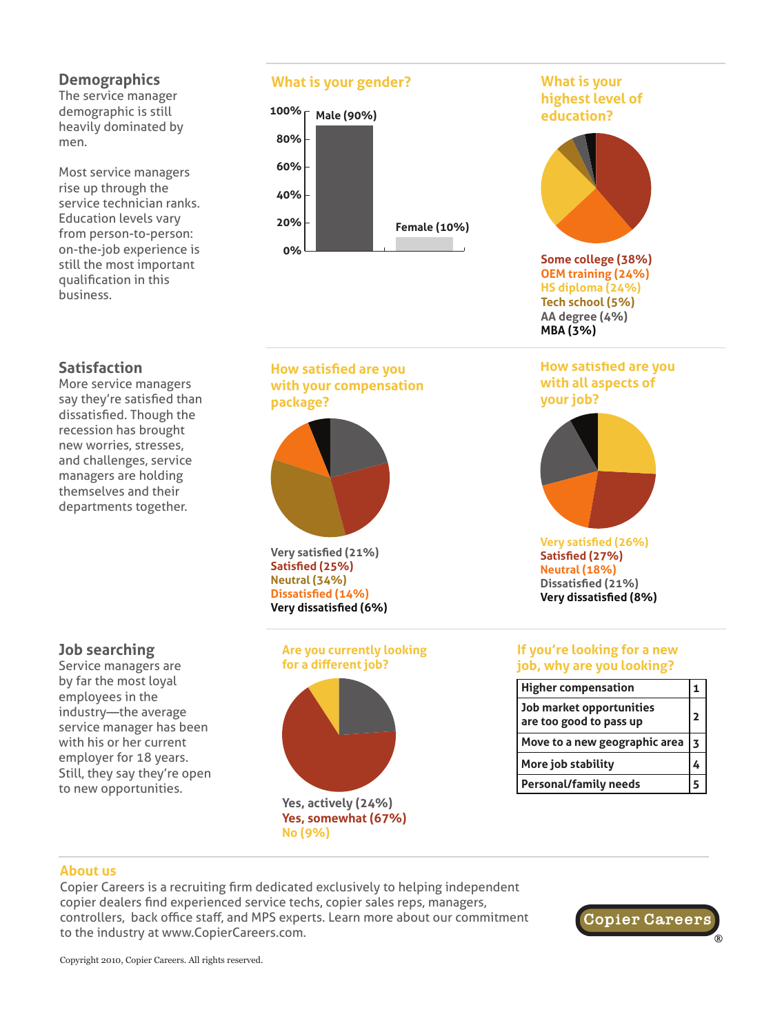## Demographics

The service manager demographic is still heavily dominated by men.

Most service managers rise up through the service technician ranks. Education levels vary from person-to-person: on-the-job experience is still the most important qualification in this business.

### What is your gender?

100%
80%
60%
40%
20%
0%

Male (90%)

Female (10%)

### What is your highest level of education?

Some college (38%)
OEM training (24%)
HS diploma (24%)
Tech school (5%)
AA degree (4%)
MBA (3%)

## Satisfaction

More service managers say they're satisfied than dissatisfied. Though the recession has brought new worries, stresses, and challenges, service managers are holding themselves and their departments together.

### How satisfied are you with your compensation package?

Very satisfied (21%)
Satisfied (25%)
Neutral (34%)
Dissatisfied (14%)
Very dissatisfied (6%)

### How satisfied are you with all aspects of your job?

Very satisfied (26%)
Satisfied (27%)
Neutral (18%)
Dissatisfied (21%)
Very dissatisfied (8%)

## Job searching

Service managers are by far the most loyal employees in the industry—the average service manager has been with his or her current employer for 18 years. Still, they say they're open to new opportunities.

### Are you currently looking for a different job?

Yes, actively (24%)
Yes, somewhat (67%)
No (9%)

### If you're looking for a new job, why are you looking?

| | |
|---|---|
| Higher compensation | 1 |
| Job market opportunities are too good to pass up | 2 |
| Move to a new geographic area | 3 |
| More job stability | 4 |
| Personal/family needs | 5 |

## About us

Copier Careers is a recruiting firm dedicated exclusively to helping independent copier dealers find experienced service techs, copier sales reps, managers, controllers, back office staff, and MPS experts. Learn more about our commitment to the industry at www.CopierCareers.com.

Copier Careers®

Copyright 2010, Copier Careers. All rights reserved.